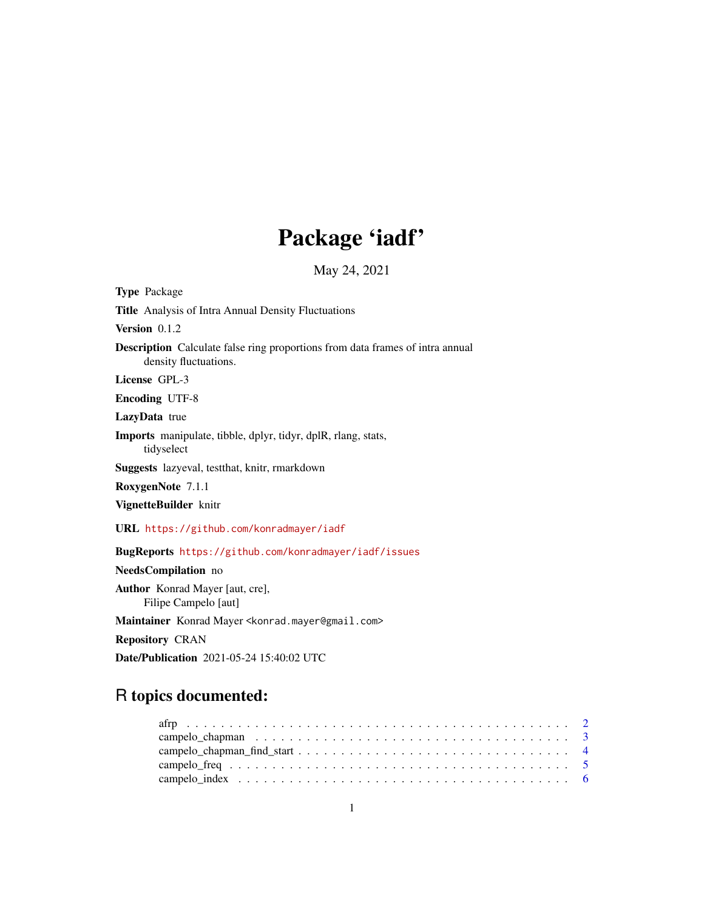# Package 'iadf'

May 24, 2021

**Type** Package

**Title** Analysis of Intra Annual Density Fluctuations

**Version** 0.1.2

**Description** Calculate false ring proportions from data frames of intra annual density fluctuations.

**License** GPL-3

**Encoding** UTF-8

**LazyData** true

**Imports** manipulate, tibble, dplyr, tidyr, dplR, rlang, stats, tidyselect

**Suggests** lazyeval, testthat, knitr, rmarkdown

**RoxygenNote** 7.1.1

**VignetteBuilder** knitr

**URL** https://github.com/konradmayer/iadf

**BugReports** https://github.com/konradmayer/iadf/issues

**NeedsCompilation** no

**Author** Konrad Mayer [aut, cre], Filipe Campelo [aut]

**Maintainer** Konrad Mayer <konrad.mayer@gmail.com>

**Repository** CRAN

**Date/Publication** 2021-05-24 15:40:02 UTC

## R topics documented:

afrp . . . . . . . . . . . . . . . . . . . . . . . . . . . . . . . . . . . . . . . . . . 2
campelo_chapman . . . . . . . . . . . . . . . . . . . . . . . . . . . . . . . . . . . 3
campelo_chapman_find_start . . . . . . . . . . . . . . . . . . . . . . . . . . . . . 4
campelo_freq . . . . . . . . . . . . . . . . . . . . . . . . . . . . . . . . . . . . . 5
campelo_index . . . . . . . . . . . . . . . . . . . . . . . . . . . . . . . . . . . . 6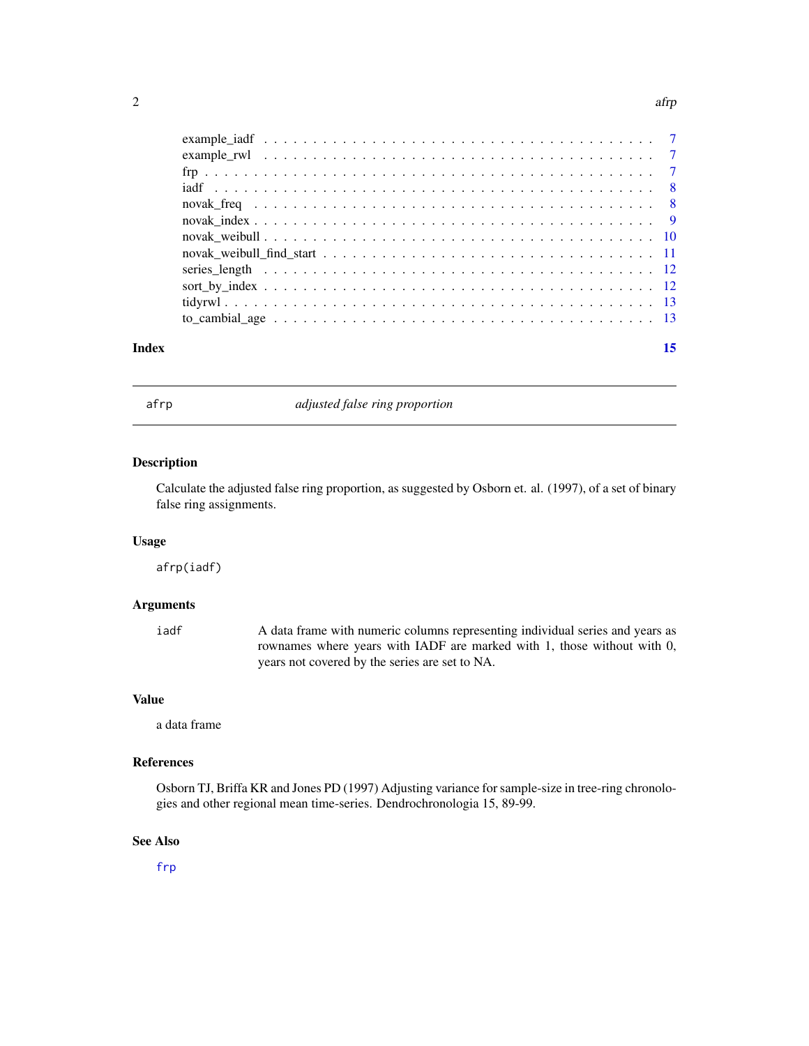example_iadf . . . . . . . . . . . . . . . . . . . . . . . . . . . . . . . . . . . . . . . 7
example_rwl . . . . . . . . . . . . . . . . . . . . . . . . . . . . . . . . . . . . . . . 7
frp . . . . . . . . . . . . . . . . . . . . . . . . . . . . . . . . . . . . . . . . . . . 7
iadf . . . . . . . . . . . . . . . . . . . . . . . . . . . . . . . . . . . . . . . . . . 8
novak_freq . . . . . . . . . . . . . . . . . . . . . . . . . . . . . . . . . . . . . . . 8
novak_index . . . . . . . . . . . . . . . . . . . . . . . . . . . . . . . . . . . . . . 9
novak_weibull . . . . . . . . . . . . . . . . . . . . . . . . . . . . . . . . . . . . . 10
novak_weibull_find_start . . . . . . . . . . . . . . . . . . . . . . . . . . . . . . 11
series_length . . . . . . . . . . . . . . . . . . . . . . . . . . . . . . . . . . . . . 12
sort_by_index . . . . . . . . . . . . . . . . . . . . . . . . . . . . . . . . . . . . . 12
tidyrwl . . . . . . . . . . . . . . . . . . . . . . . . . . . . . . . . . . . . . . . . . 13
to_cambial_age . . . . . . . . . . . . . . . . . . . . . . . . . . . . . . . . . . . . 13

**Index** **15**

---

## afrp — *adjusted false ring proportion*

### Description

Calculate the adjusted false ring proportion, as suggested by Osborn et. al. (1997), of a set of binary false ring assignments.

### Usage

```
afrp(iadf)
```

### Arguments

| | |
|---|---|
| `iadf` | A data frame with numeric columns representing individual series and years as rownames where years with IADF are marked with 1, those without with 0, years not covered by the series are set to NA. |

### Value

a data frame

### References

Osborn TJ, Briffa KR and Jones PD (1997) Adjusting variance for sample-size in tree-ring chronologies and other regional mean time-series. Dendrochronologia 15, 89-99.

### See Also

`frp`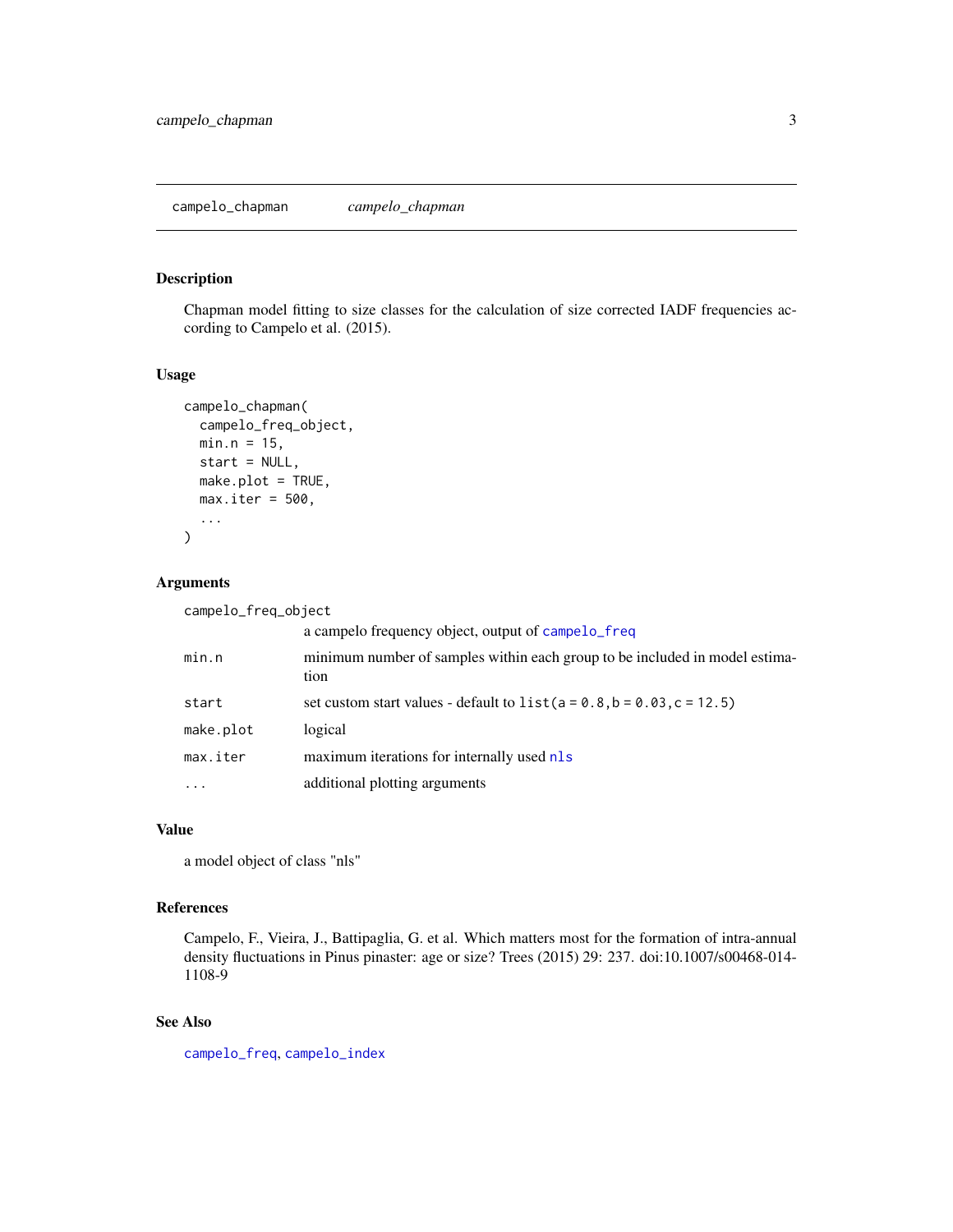## campelo_chapman — *campelo_chapman*

### Description

Chapman model fitting to size classes for the calculation of size corrected IADF frequencies according to Campelo et al. (2015).

### Usage

```
campelo_chapman(
  campelo_freq_object,
  min.n = 15,
  start = NULL,
  make.plot = TRUE,
  max.iter = 500,
  ...
)
```

### Arguments

| Argument | Description |
|---|---|
| campelo_freq_object | a campelo frequency object, output of campelo_freq |
| min.n | minimum number of samples within each group to be included in model estimation |
| start | set custom start values - default to `list(a = 0.8, b = 0.03, c = 12.5)` |
| make.plot | logical |
| max.iter | maximum iterations for internally used nls |
| ... | additional plotting arguments |

### Value

a model object of class "nls"

### References

Campelo, F., Vieira, J., Battipaglia, G. et al. Which matters most for the formation of intra-annual density fluctuations in Pinus pinaster: age or size? Trees (2015) 29: 237. doi:10.1007/s00468-014-1108-9

### See Also

campelo_freq, campelo_index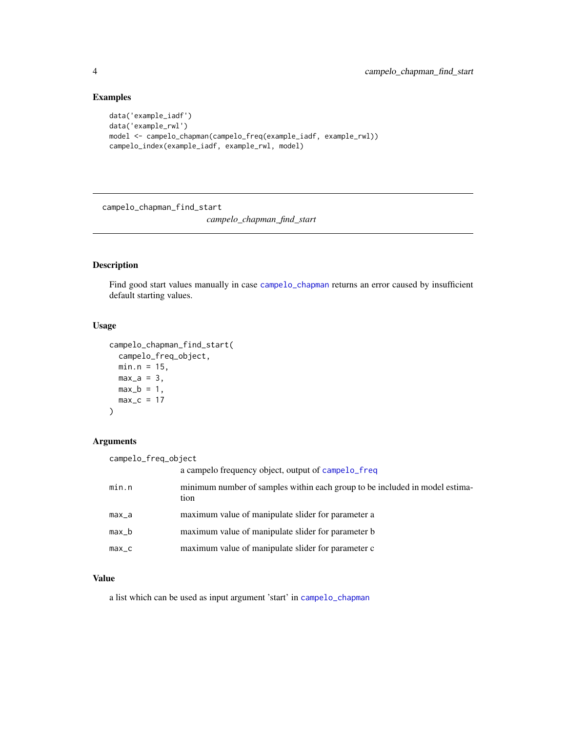## Examples

```
data('example_iadf')
data('example_rwl')
model <- campelo_chapman(campelo_freq(example_iadf, example_rwl))
campelo_index(example_iadf, example_rwl, model)
```

---

# campelo_chapman_find_start

*campelo_chapman_find_start*

---

## Description

Find good start values manually in case campelo_chapman returns an error caused by insufficient default starting values.

## Usage

```
campelo_chapman_find_start(
  campelo_freq_object,
  min.n = 15,
  max_a = 3,
  max_b = 1,
  max_c = 17
)
```

## Arguments

| | |
|---|---|
| campelo_freq_object | a campelo frequency object, output of campelo_freq |
| min.n | minimum number of samples within each group to be included in model estimation |
| max_a | maximum value of manipulate slider for parameter a |
| max_b | maximum value of manipulate slider for parameter b |
| max_c | maximum value of manipulate slider for parameter c |

## Value

a list which can be used as input argument 'start' in campelo_chapman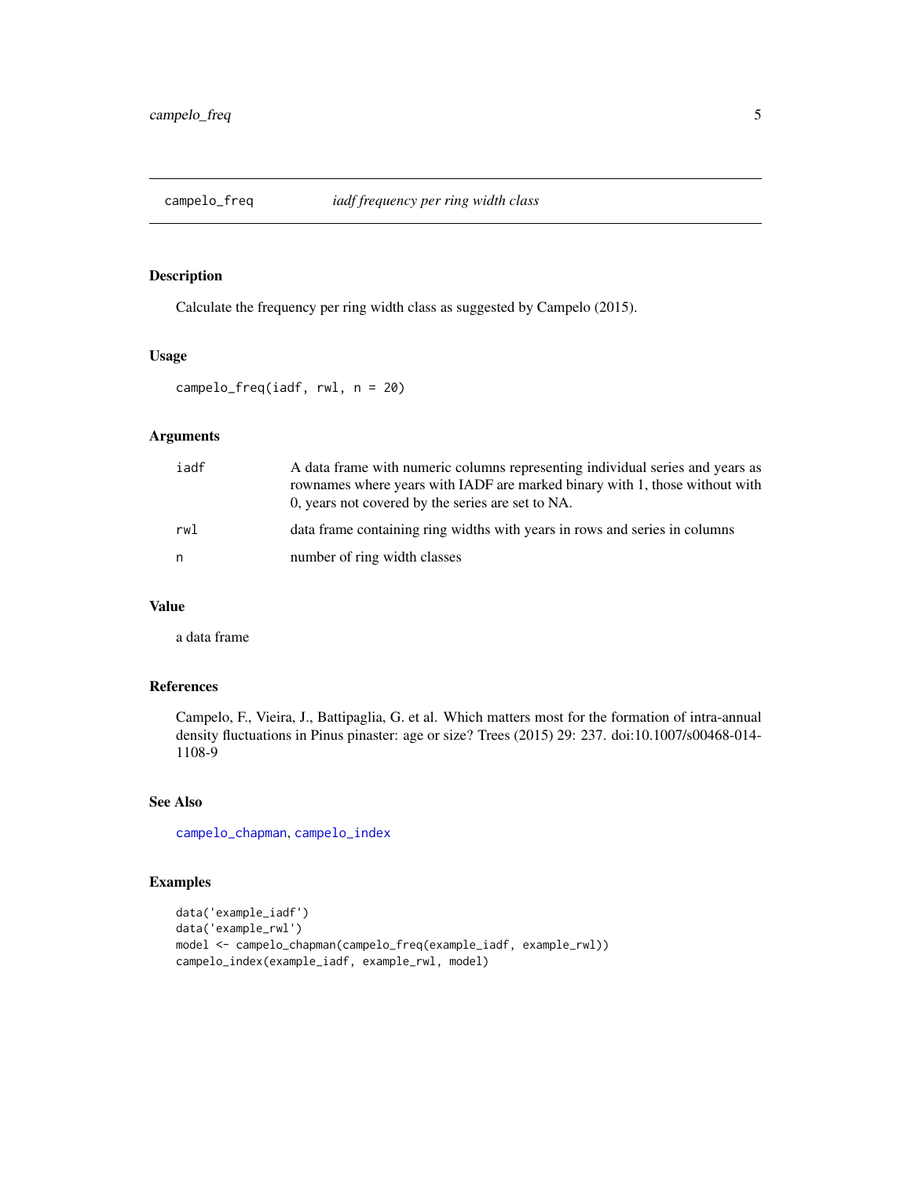## campelo_freq — *iadf frequency per ring width class*

### Description

Calculate the frequency per ring width class as suggested by Campelo (2015).

### Usage

```
campelo_freq(iadf, rwl, n = 20)
```

### Arguments

| | |
|---|---|
| iadf | A data frame with numeric columns representing individual series and years as rownames where years with IADF are marked binary with 1, those without with 0, years not covered by the series are set to NA. |
| rwl | data frame containing ring widths with years in rows and series in columns |
| n | number of ring width classes |

### Value

a data frame

### References

Campelo, F., Vieira, J., Battipaglia, G. et al. Which matters most for the formation of intra-annual density fluctuations in Pinus pinaster: age or size? Trees (2015) 29: 237. doi:10.1007/s00468-014-1108-9

### See Also

campelo_chapman, campelo_index

### Examples

```
data('example_iadf')
data('example_rwl')
model <- campelo_chapman(campelo_freq(example_iadf, example_rwl))
campelo_index(example_iadf, example_rwl, model)
```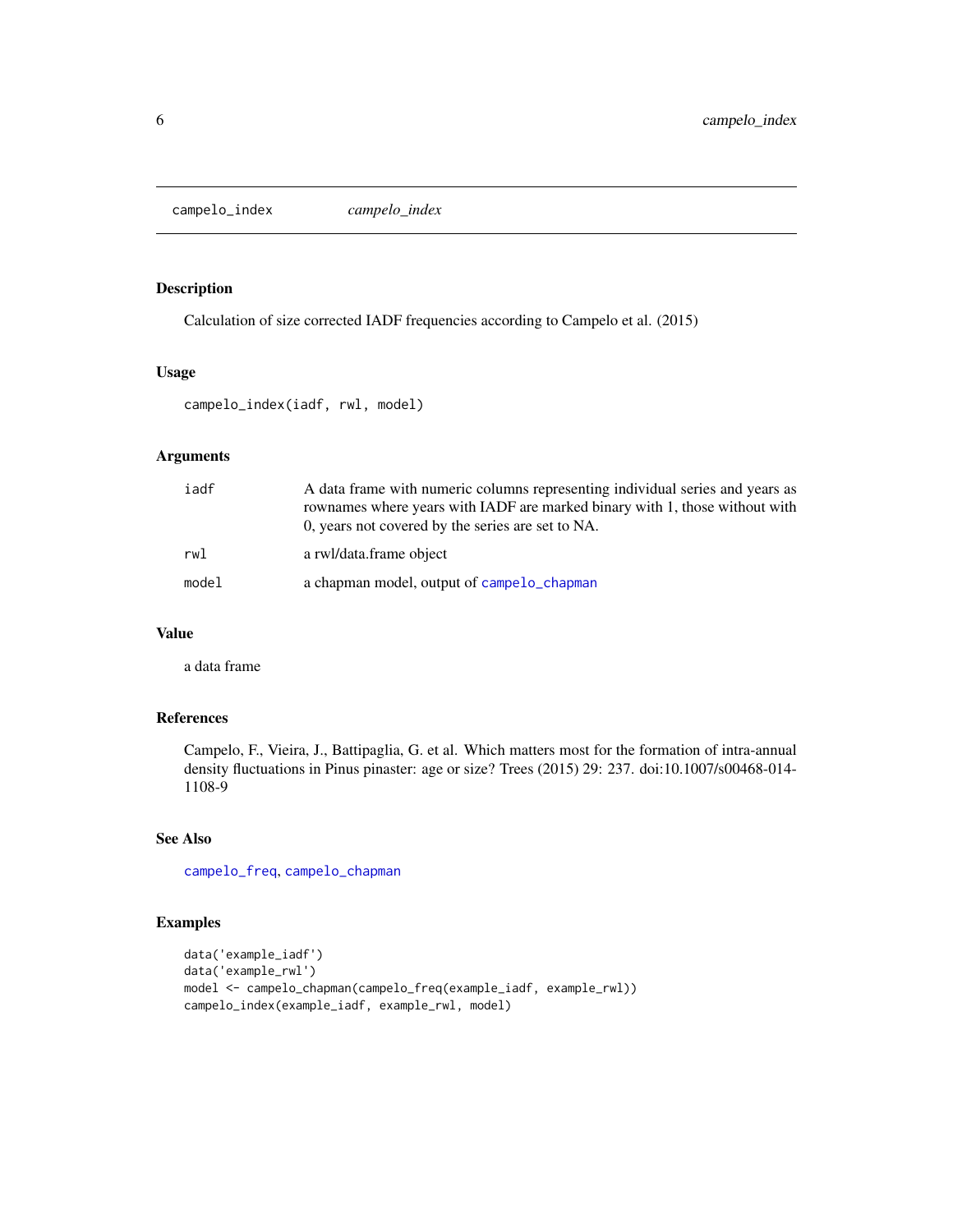## campelo_index *campelo_index*

### Description

Calculation of size corrected IADF frequencies according to Campelo et al. (2015)

### Usage

```
campelo_index(iadf, rwl, model)
```

### Arguments

| | |
|---|---|
| iadf | A data frame with numeric columns representing individual series and years as rownames where years with IADF are marked binary with 1, those without with 0, years not covered by the series are set to NA. |
| rwl | a rwl/data.frame object |
| model | a chapman model, output of campelo_chapman |

### Value

a data frame

### References

Campelo, F., Vieira, J., Battipaglia, G. et al. Which matters most for the formation of intra-annual density fluctuations in Pinus pinaster: age or size? Trees (2015) 29: 237. doi:10.1007/s00468-014-1108-9

### See Also

campelo_freq, campelo_chapman

### Examples

```
data('example_iadf')
data('example_rwl')
model <- campelo_chapman(campelo_freq(example_iadf, example_rwl))
campelo_index(example_iadf, example_rwl, model)
```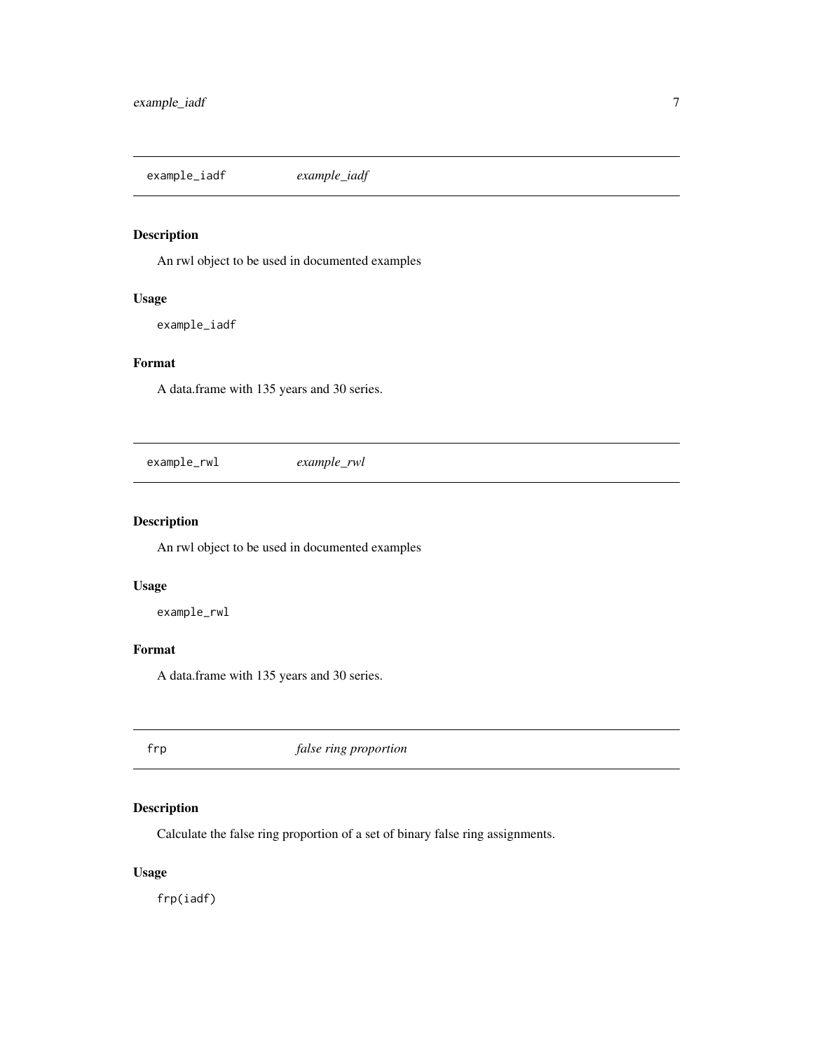## example_iadf *example_iadf*

### Description

An rwl object to be used in documented examples

### Usage

```
example_iadf
```

### Format

A data.frame with 135 years and 30 series.

## example_rwl *example_rwl*

### Description

An rwl object to be used in documented examples

### Usage

```
example_rwl
```

### Format

A data.frame with 135 years and 30 series.

## frp *false ring proportion*

### Description

Calculate the false ring proportion of a set of binary false ring assignments.

### Usage

```
frp(iadf)
```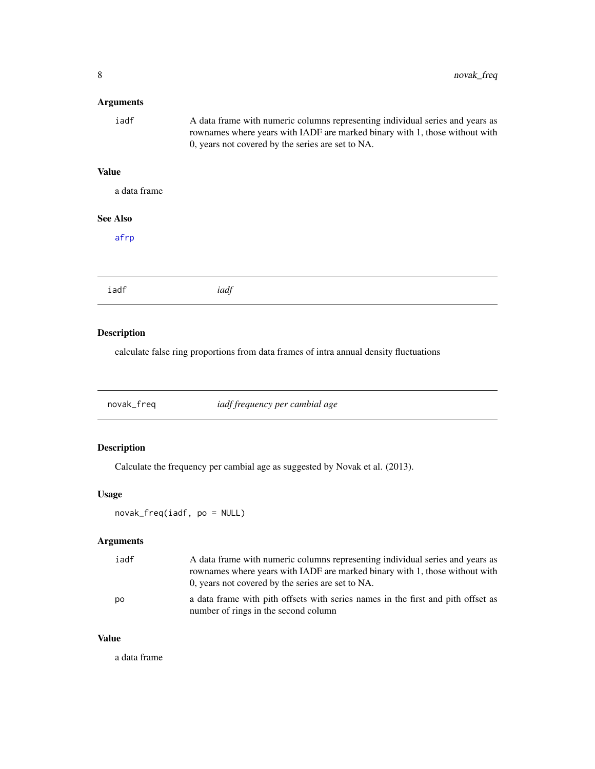### Arguments

| | |
|---|---|
| `iadf` | A data frame with numeric columns representing individual series and years as rownames where years with IADF are marked binary with 1, those without with 0, years not covered by the series are set to NA. |

### Value

a data frame

### See Also

afrp

---

## iadf — *iadf*

### Description

calculate false ring proportions from data frames of intra annual density fluctuations

---

## novak_freq — *iadf frequency per cambial age*

### Description

Calculate the frequency per cambial age as suggested by Novak et al. (2013).

### Usage

```
novak_freq(iadf, po = NULL)
```

### Arguments

| | |
|---|---|
| `iadf` | A data frame with numeric columns representing individual series and years as rownames where years with IADF are marked binary with 1, those without with 0, years not covered by the series are set to NA. |
| `po` | a data frame with pith offsets with series names in the first and pith offset as number of rings in the second column |

### Value

a data frame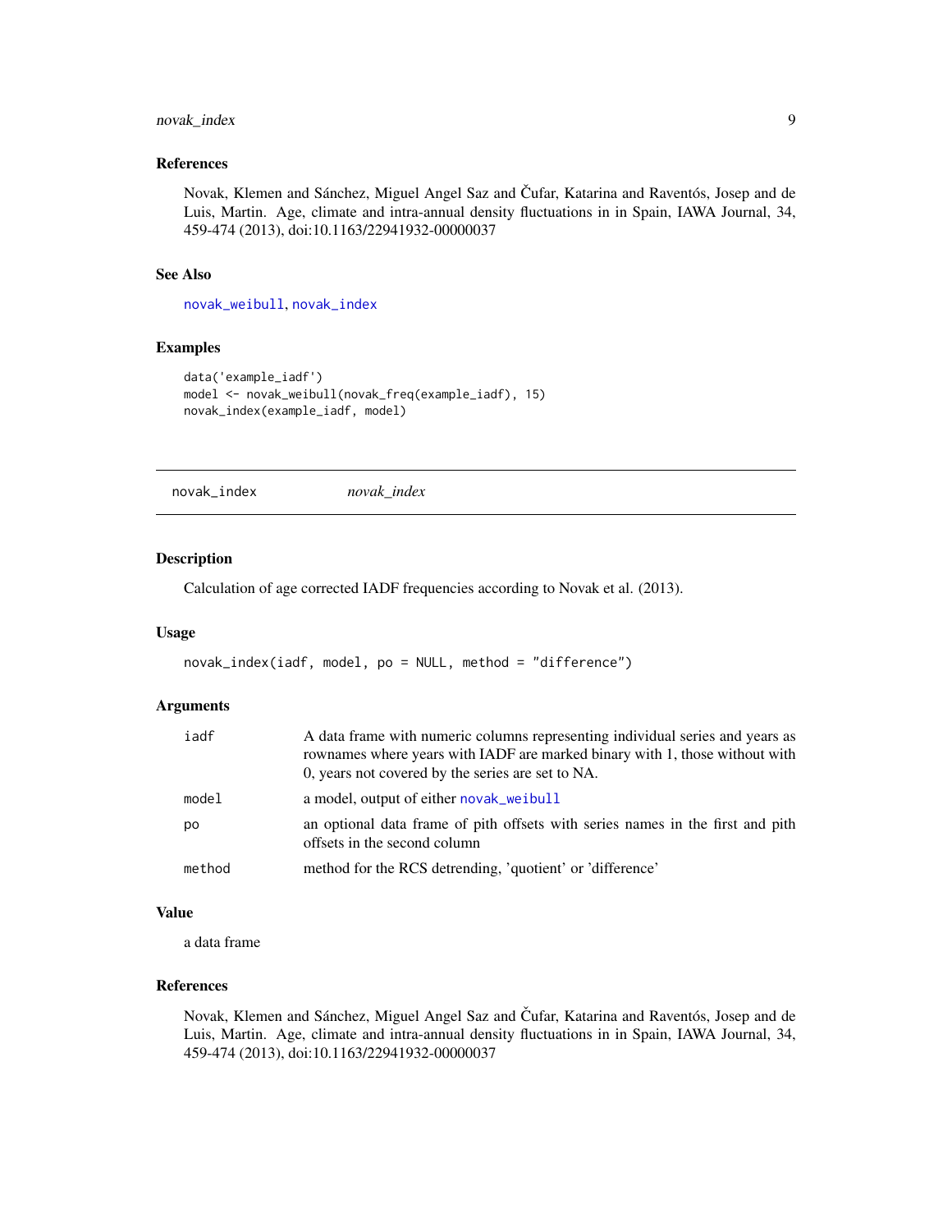### References

Novak, Klemen and Sánchez, Miguel Angel Saz and Čufar, Katarina and Raventós, Josep and de Luis, Martin. Age, climate and intra-annual density fluctuations in in Spain, IAWA Journal, 34, 459-474 (2013), doi:10.1163/22941932-00000037

### See Also

novak_weibull, novak_index

### Examples

```
data('example_iadf')
model <- novak_weibull(novak_freq(example_iadf), 15)
novak_index(example_iadf, model)
```

---

## novak_index    *novak_index*

### Description

Calculation of age corrected IADF frequencies according to Novak et al. (2013).

### Usage

```
novak_index(iadf, model, po = NULL, method = "difference")
```

### Arguments

| | |
|---|---|
| iadf | A data frame with numeric columns representing individual series and years as rownames where years with IADF are marked binary with 1, those without with 0, years not covered by the series are set to NA. |
| model | a model, output of either novak_weibull |
| po | an optional data frame of pith offsets with series names in the first and pith offsets in the second column |
| method | method for the RCS detrending, 'quotient' or 'difference' |

### Value

a data frame

### References

Novak, Klemen and Sánchez, Miguel Angel Saz and Čufar, Katarina and Raventós, Josep and de Luis, Martin. Age, climate and intra-annual density fluctuations in in Spain, IAWA Journal, 34, 459-474 (2013), doi:10.1163/22941932-00000037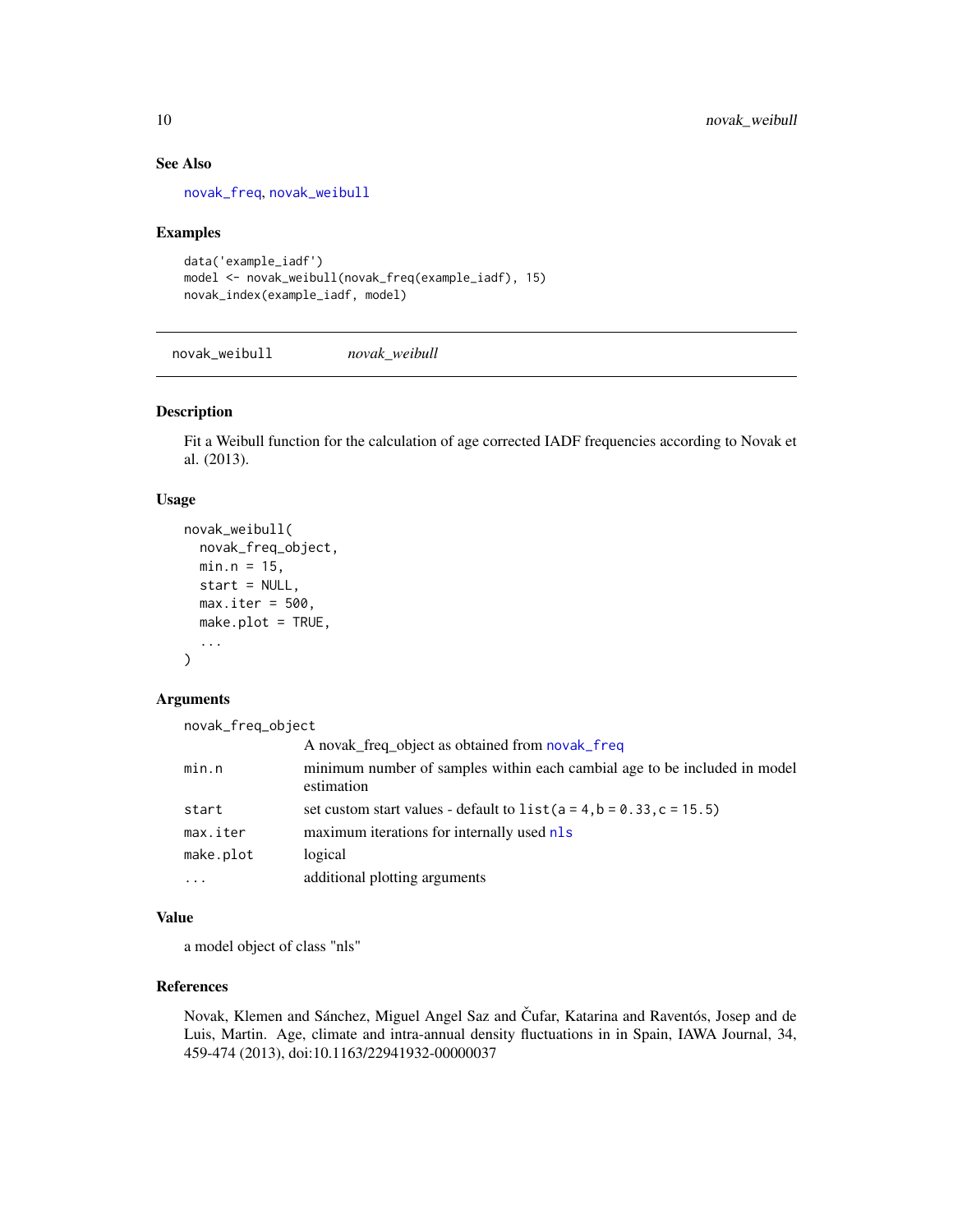### See Also

novak_freq, novak_weibull

### Examples

```
data('example_iadf')
model <- novak_weibull(novak_freq(example_iadf), 15)
novak_index(example_iadf, model)
```

---

## novak_weibull    *novak_weibull*

---

### Description

Fit a Weibull function for the calculation of age corrected IADF frequencies according to Novak et al. (2013).

### Usage

```
novak_weibull(
  novak_freq_object,
  min.n = 15,
  start = NULL,
  max.iter = 500,
  make.plot = TRUE,
  ...
)
```

### Arguments

| | |
|---|---|
| novak_freq_object | A novak_freq_object as obtained from novak_freq |
| min.n | minimum number of samples within each cambial age to be included in model estimation |
| start | set custom start values - default to `list(a = 4, b = 0.33, c = 15.5)` |
| max.iter | maximum iterations for internally used nls |
| make.plot | logical |
| ... | additional plotting arguments |

### Value

a model object of class "nls"

### References

Novak, Klemen and Sánchez, Miguel Angel Saz and Čufar, Katarina and Raventós, Josep and de Luis, Martin. Age, climate and intra-annual density fluctuations in in Spain, IAWA Journal, 34, 459-474 (2013), doi:10.1163/22941932-00000037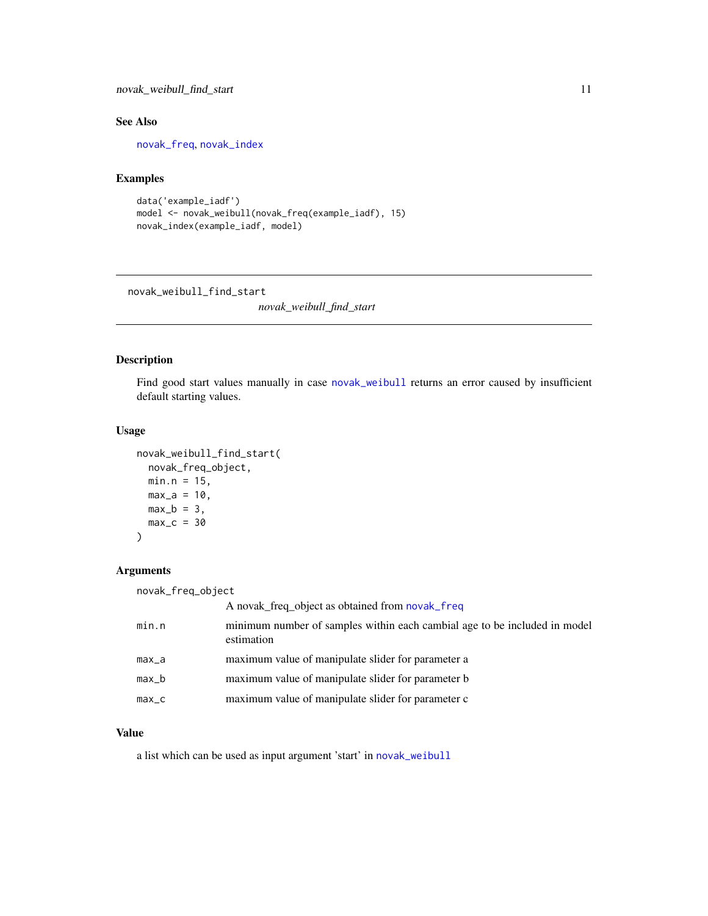### See Also

novak_freq, novak_index

### Examples

```
data('example_iadf')
model <- novak_weibull(novak_freq(example_iadf), 15)
novak_index(example_iadf, model)
```

---

## novak_weibull_find_start

*novak_weibull_find_start*

---

### Description

Find good start values manually in case novak_weibull returns an error caused by insufficient default starting values.

### Usage

```
novak_weibull_find_start(
  novak_freq_object,
  min.n = 15,
  max_a = 10,
  max_b = 3,
  max_c = 30
)
```

### Arguments

| | |
|---|---|
| novak_freq_object | A novak_freq_object as obtained from novak_freq |
| min.n | minimum number of samples within each cambial age to be included in model estimation |
| max_a | maximum value of manipulate slider for parameter a |
| max_b | maximum value of manipulate slider for parameter b |
| max_c | maximum value of manipulate slider for parameter c |

### Value

a list which can be used as input argument 'start' in novak_weibull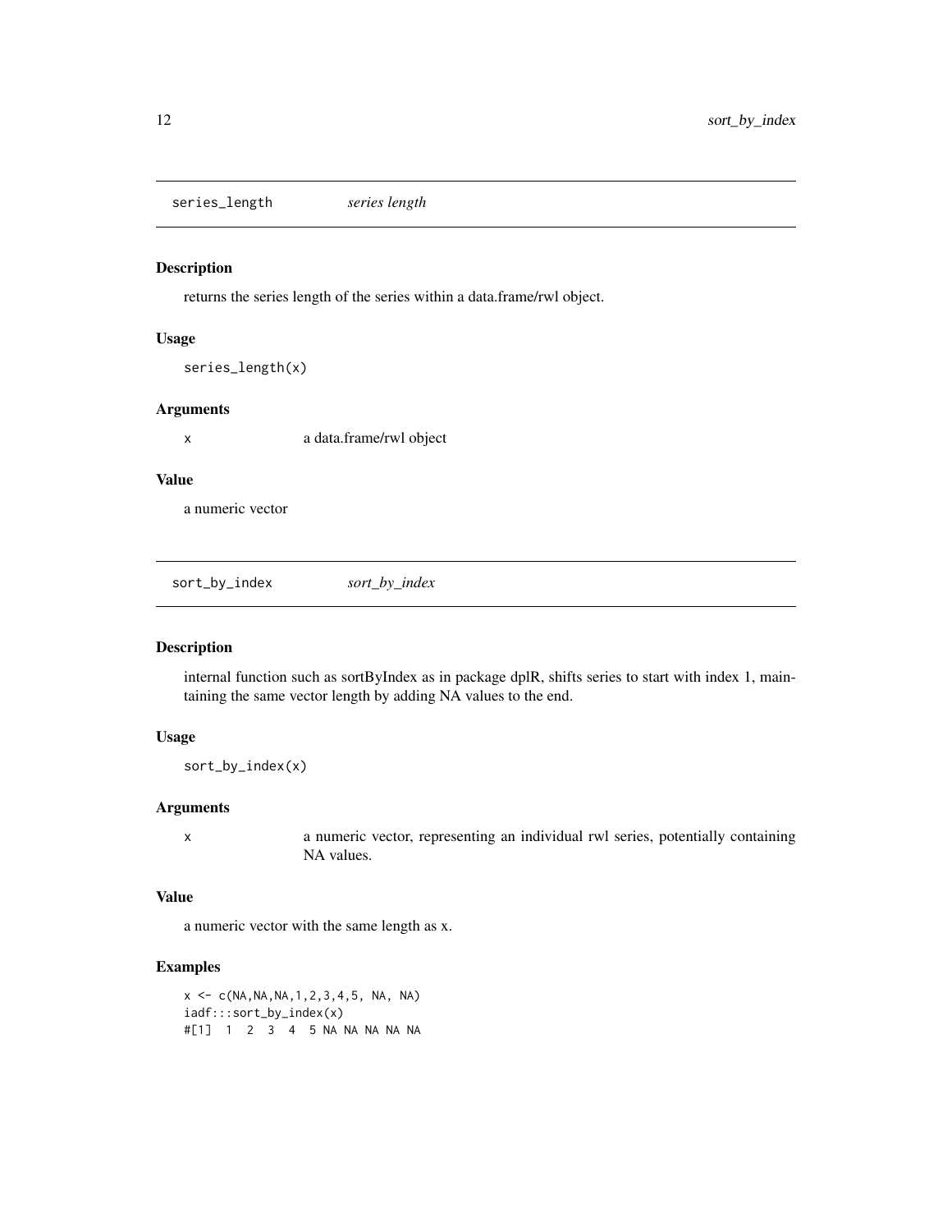## series_length *series length*

### Description

returns the series length of the series within a data.frame/rwl object.

### Usage

```
series_length(x)
```

### Arguments

x a data.frame/rwl object

### Value

a numeric vector

## sort_by_index *sort_by_index*

### Description

internal function such as sortByIndex as in package dplR, shifts series to start with index 1, maintaining the same vector length by adding NA values to the end.

### Usage

```
sort_by_index(x)
```

### Arguments

x a numeric vector, representing an individual rwl series, potentially containing NA values.

### Value

a numeric vector with the same length as x.

### Examples

```
x <- c(NA,NA,NA,1,2,3,4,5, NA, NA)
iadf:::sort_by_index(x)
#[1]  1  2  3  4  5 NA NA NA NA NA
```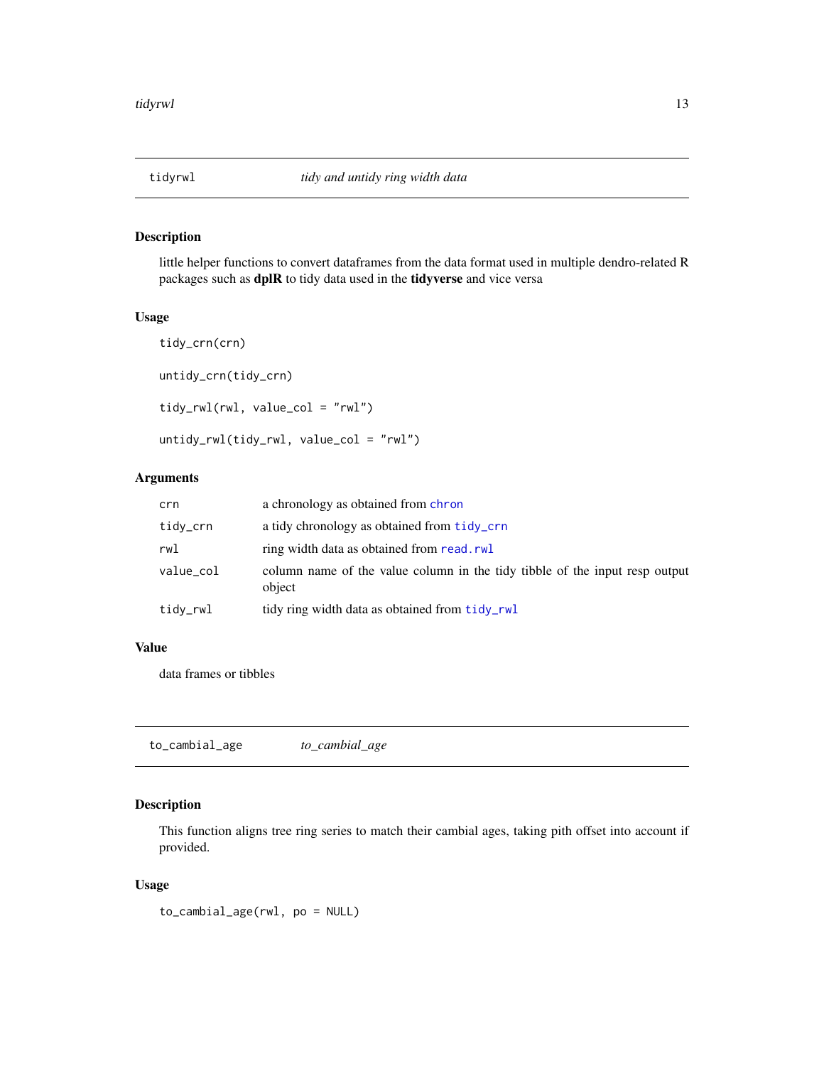## tidyrwl — *tidy and untidy ring width data*

### Description

little helper functions to convert dataframes from the data format used in multiple dendro-related R packages such as **dplR** to tidy data used in the **tidyverse** and vice versa

### Usage

```
tidy_crn(crn)

untidy_crn(tidy_crn)

tidy_rwl(rwl, value_col = "rwl")

untidy_rwl(tidy_rwl, value_col = "rwl")
```

### Arguments

| | |
|---|---|
| `crn` | a chronology as obtained from `chron` |
| `tidy_crn` | a tidy chronology as obtained from `tidy_crn` |
| `rwl` | ring width data as obtained from `read.rwl` |
| `value_col` | column name of the value column in the tidy tibble of the input resp output object |
| `tidy_rwl` | tidy ring width data as obtained from `tidy_rwl` |

### Value

data frames or tibbles

## to_cambial_age — *to_cambial_age*

### Description

This function aligns tree ring series to match their cambial ages, taking pith offset into account if provided.

### Usage

```
to_cambial_age(rwl, po = NULL)
```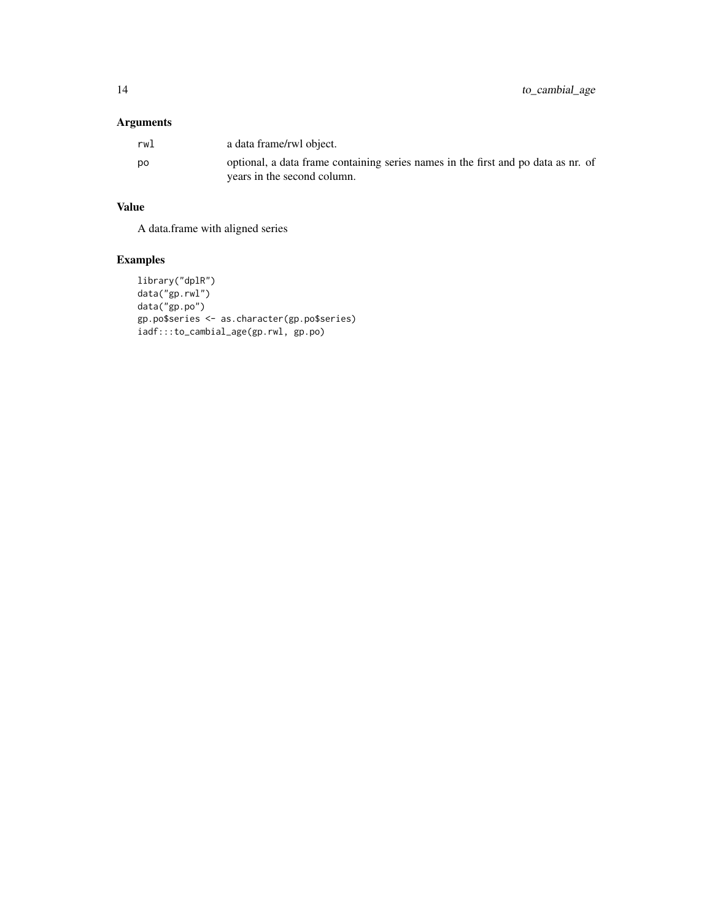## Arguments

| | |
|---|---|
| rwl | a data frame/rwl object. |
| po | optional, a data frame containing series names in the first and po data as nr. of years in the second column. |

## Value

A data.frame with aligned series

## Examples

```
library("dplR")
data("gp.rwl")
data("gp.po")
gp.po$series <- as.character(gp.po$series)
iadf:::to_cambial_age(gp.rwl, gp.po)
```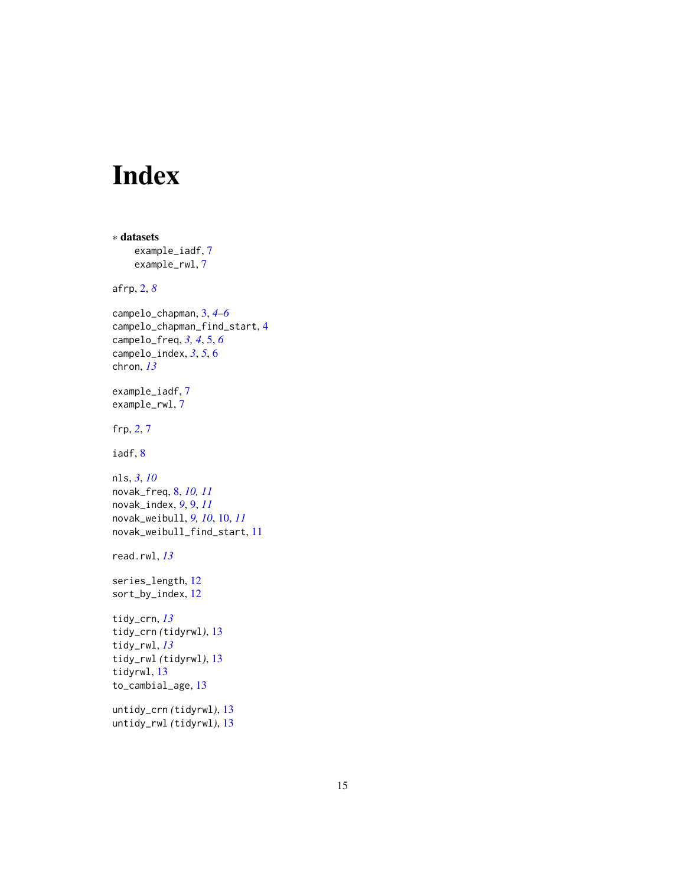# Index

∗ **datasets**
  example_iadf, 7
  example_rwl, 7

afrp, 2, *8*

campelo_chapman, 3, *4–6*
campelo_chapman_find_start, 4
campelo_freq, *3, 4*, 5, *6*
campelo_index, *3*, *5*, 6
chron, *13*

example_iadf, 7
example_rwl, 7

frp, *2*, 7

iadf, 8

nls, *3*, *10*
novak_freq, 8, *10, 11*
novak_index, *9*, 9, *11*
novak_weibull, *9, 10*, 10, *11*
novak_weibull_find_start, 11

read.rwl, *13*

series_length, 12
sort_by_index, 12

tidy_crn, *13*
tidy_crn *(*tidyrwl*)*, 13
tidy_rwl, *13*
tidy_rwl *(*tidyrwl*)*, 13
tidyrwl, 13
to_cambial_age, 13

untidy_crn *(*tidyrwl*)*, 13
untidy_rwl *(*tidyrwl*)*, 13